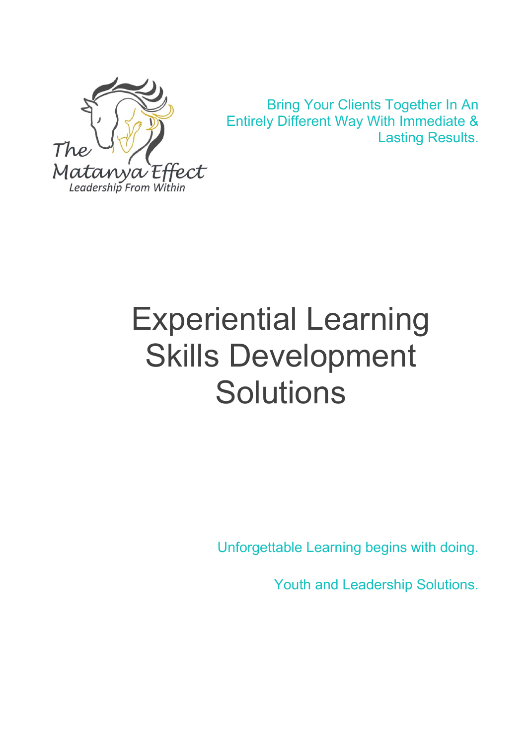The Matanya Effect

Leadership From Within

Bring Your Clients Together In An Entirely Different Way With Immediate & Lasting Results.

# Experiential Learning Skills Development Solutions

Unforgettable Learning begins with doing.

Youth and Leadership Solutions.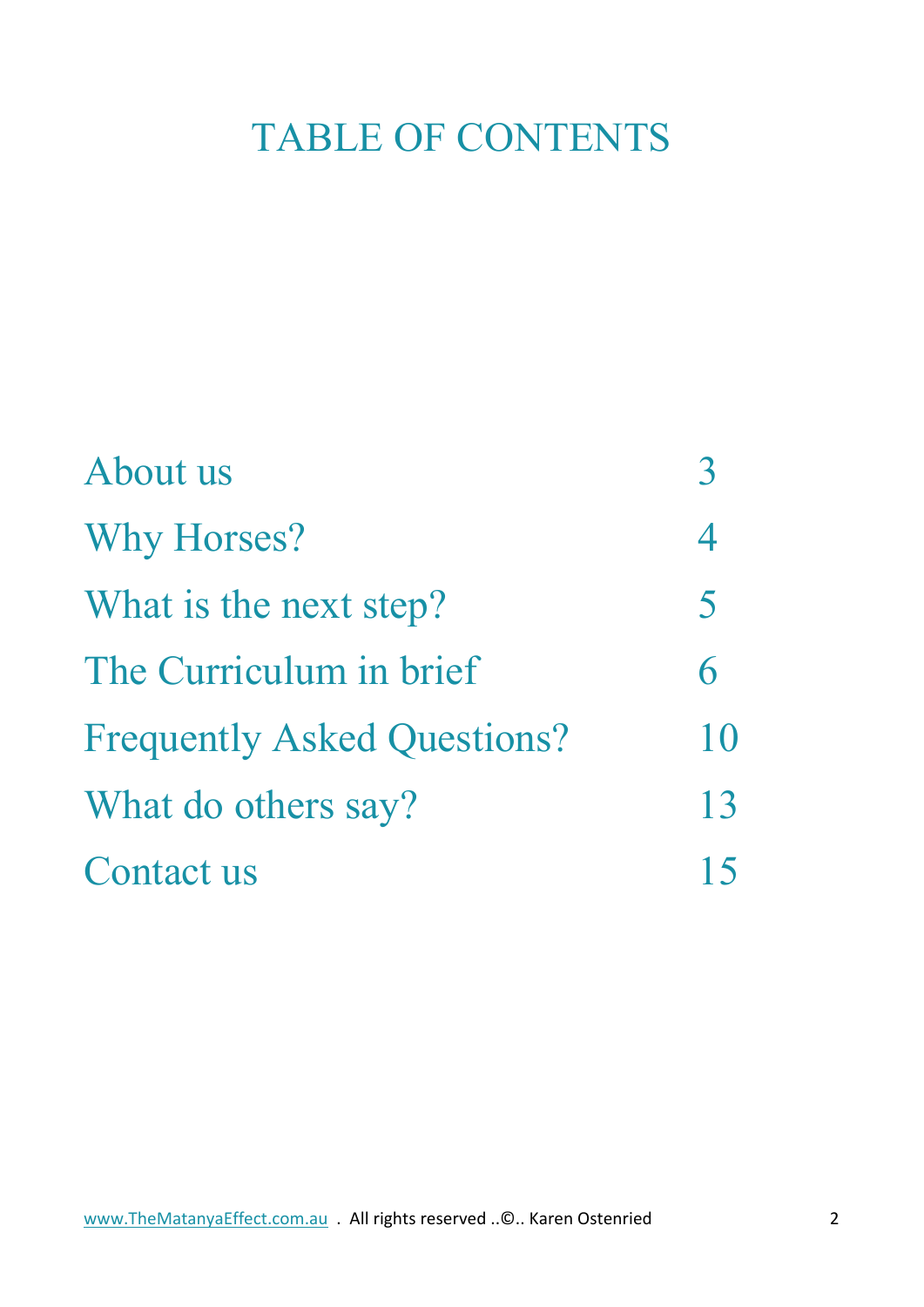# TABLE OF CONTENTS

| | |
|---|---|
| About us | 3 |
| Why Horses? | 4 |
| What is the next step? | 5 |
| The Curriculum in brief | 6 |
| Frequently Asked Questions? | 10 |
| What do others say? | 13 |
| Contact us | 15 |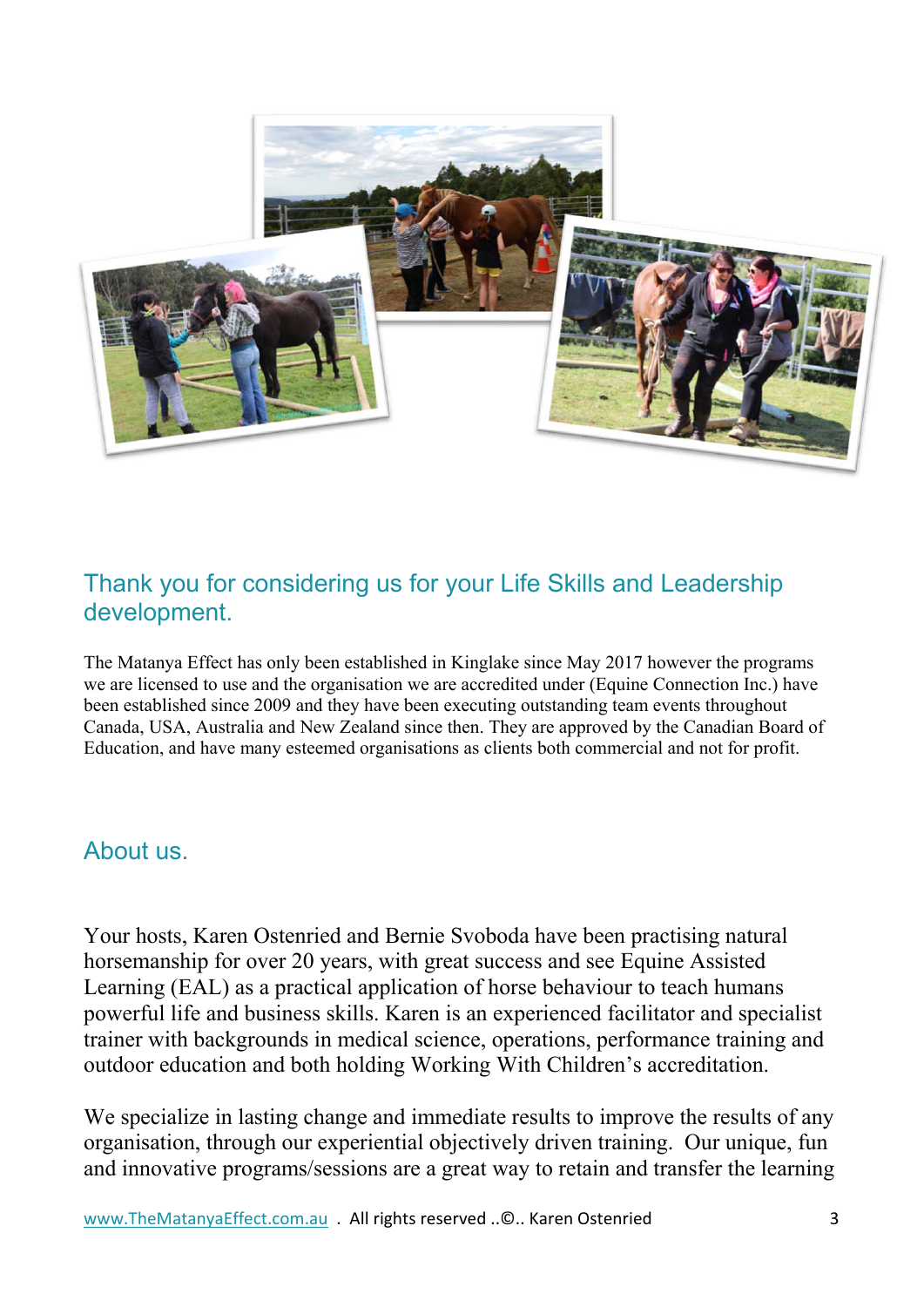## Thank you for considering us for your Life Skills and Leadership development.

The Matanya Effect has only been established in Kinglake since May 2017 however the programs we are licensed to use and the organisation we are accredited under (Equine Connection Inc.) have been established since 2009 and they have been executing outstanding team events throughout Canada, USA, Australia and New Zealand since then. They are approved by the Canadian Board of Education, and have many esteemed organisations as clients both commercial and not for profit.

## About us.

Your hosts, Karen Ostenried and Bernie Svoboda have been practising natural horsemanship for over 20 years, with great success and see Equine Assisted Learning (EAL) as a practical application of horse behaviour to teach humans powerful life and business skills. Karen is an experienced facilitator and specialist trainer with backgrounds in medical science, operations, performance training and outdoor education and both holding Working With Children's accreditation.

We specialize in lasting change and immediate results to improve the results of any organisation, through our experiential objectively driven training. Our unique, fun and innovative programs/sessions are a great way to retain and transfer the learning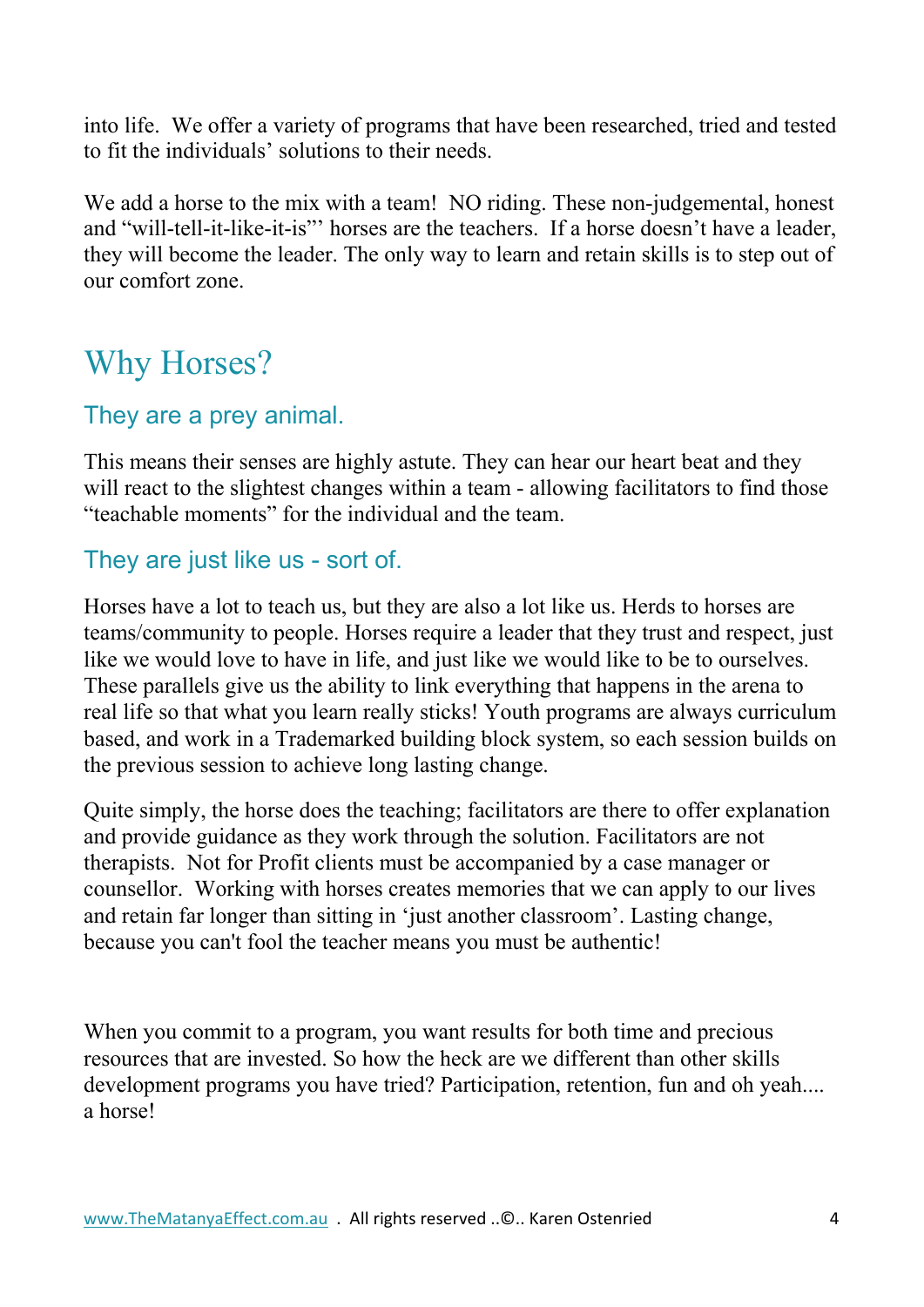into life. We offer a variety of programs that have been researched, tried and tested to fit the individuals' solutions to their needs.

We add a horse to the mix with a team! NO riding. These non-judgemental, honest and "will-tell-it-like-it-is"' horses are the teachers. If a horse doesn't have a leader, they will become the leader. The only way to learn and retain skills is to step out of our comfort zone.

# Why Horses?

## They are a prey animal.

This means their senses are highly astute. They can hear our heart beat and they will react to the slightest changes within a team - allowing facilitators to find those "teachable moments" for the individual and the team.

## They are just like us - sort of.

Horses have a lot to teach us, but they are also a lot like us. Herds to horses are teams/community to people. Horses require a leader that they trust and respect, just like we would love to have in life, and just like we would like to be to ourselves. These parallels give us the ability to link everything that happens in the arena to real life so that what you learn really sticks! Youth programs are always curriculum based, and work in a Trademarked building block system, so each session builds on the previous session to achieve long lasting change.

Quite simply, the horse does the teaching; facilitators are there to offer explanation and provide guidance as they work through the solution. Facilitators are not therapists. Not for Profit clients must be accompanied by a case manager or counsellor. Working with horses creates memories that we can apply to our lives and retain far longer than sitting in 'just another classroom'. Lasting change, because you can't fool the teacher means you must be authentic!

When you commit to a program, you want results for both time and precious resources that are invested. So how the heck are we different than other skills development programs you have tried? Participation, retention, fun and oh yeah.... a horse!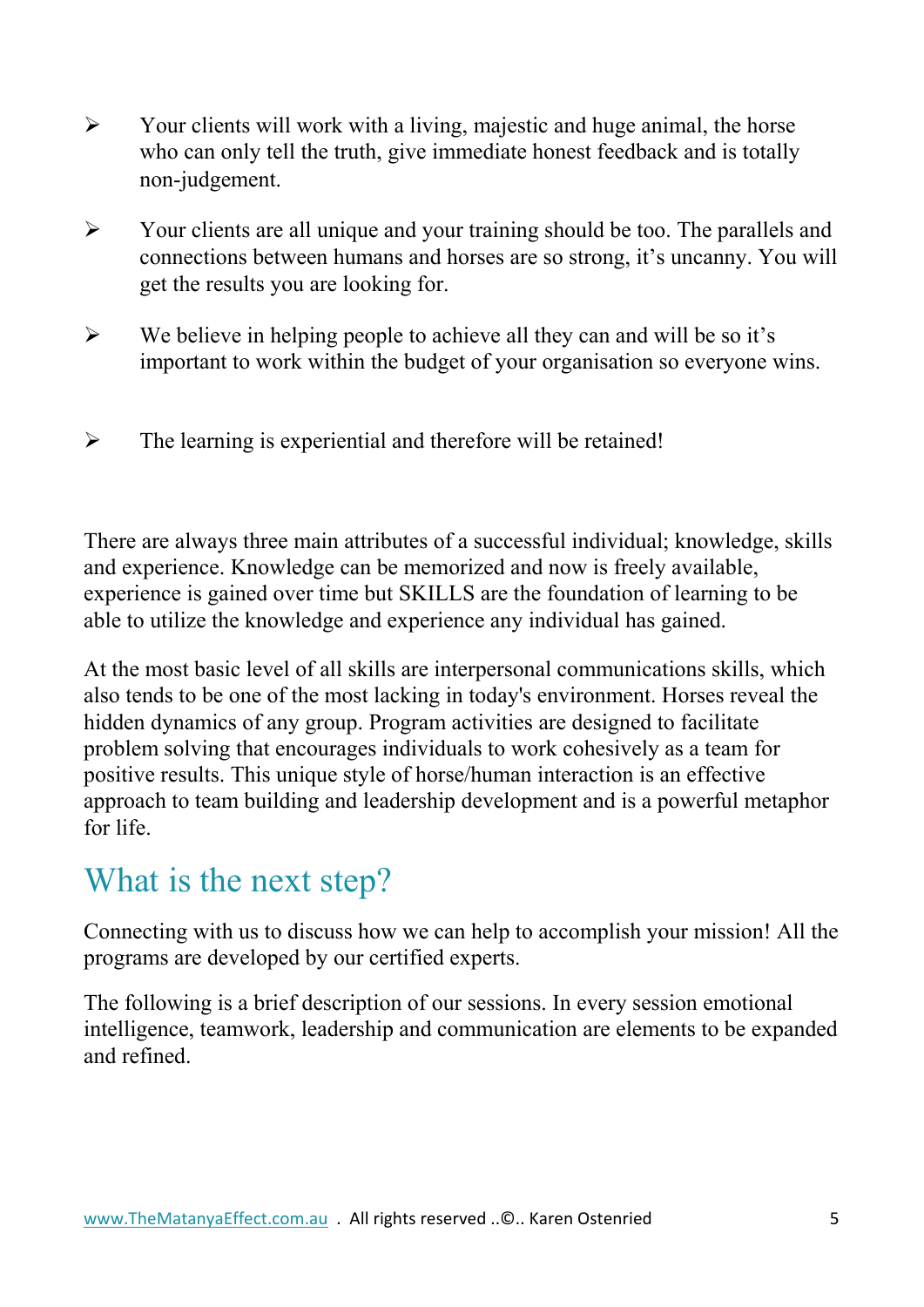- Your clients will work with a living, majestic and huge animal, the horse who can only tell the truth, give immediate honest feedback and is totally non-judgement.

- Your clients are all unique and your training should be too. The parallels and connections between humans and horses are so strong, it's uncanny. You will get the results you are looking for.

- We believe in helping people to achieve all they can and will be so it's important to work within the budget of your organisation so everyone wins.

- The learning is experiential and therefore will be retained!

There are always three main attributes of a successful individual; knowledge, skills and experience. Knowledge can be memorized and now is freely available, experience is gained over time but SKILLS are the foundation of learning to be able to utilize the knowledge and experience any individual has gained.

At the most basic level of all skills are interpersonal communications skills, which also tends to be one of the most lacking in today's environment. Horses reveal the hidden dynamics of any group. Program activities are designed to facilitate problem solving that encourages individuals to work cohesively as a team for positive results. This unique style of horse/human interaction is an effective approach to team building and leadership development and is a powerful metaphor for life.

## What is the next step?

Connecting with us to discuss how we can help to accomplish your mission! All the programs are developed by our certified experts.

The following is a brief description of our sessions. In every session emotional intelligence, teamwork, leadership and communication are elements to be expanded and refined.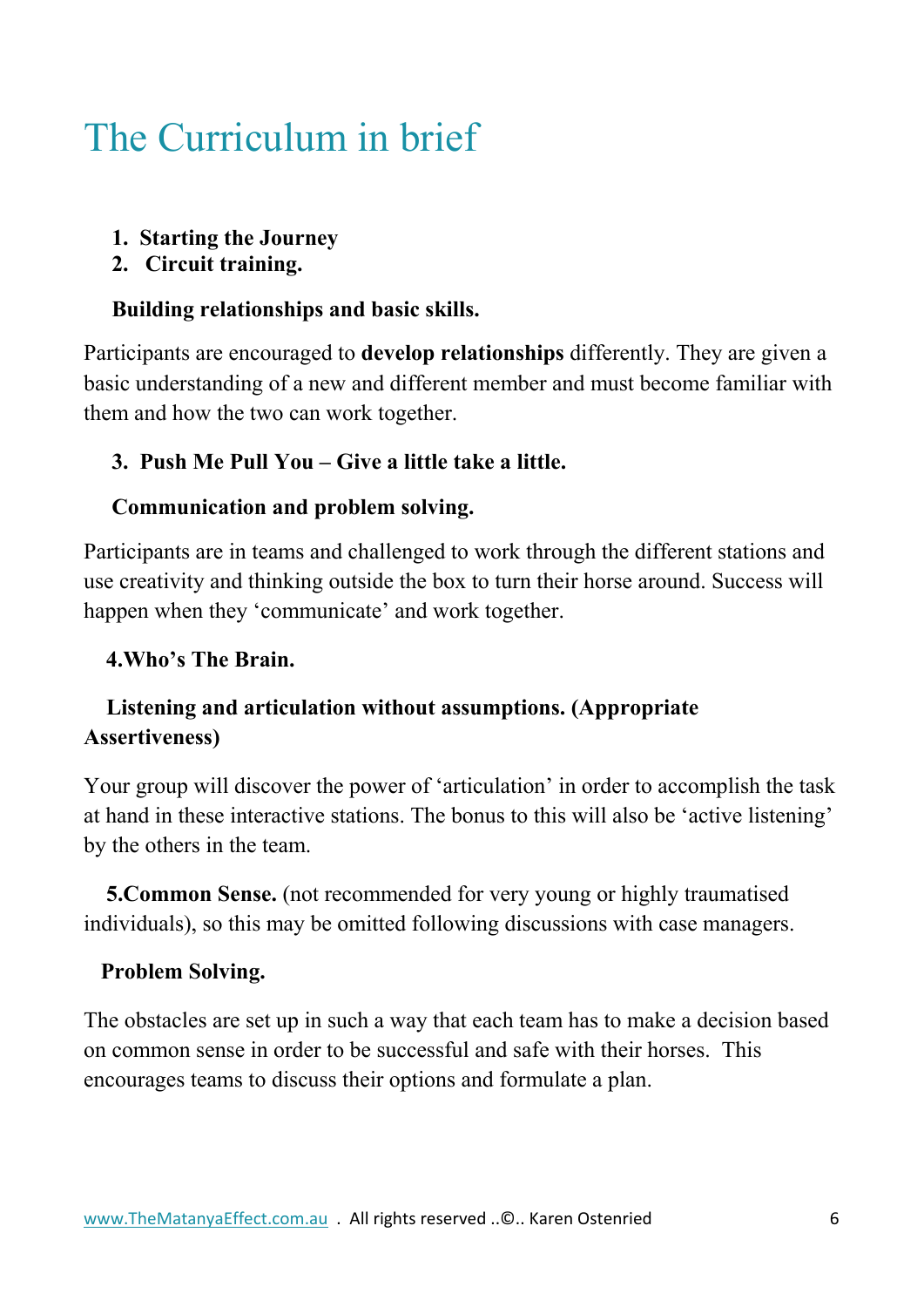# The Curriculum in brief

1. **Starting the Journey**
2. **Circuit training.**

**Building relationships and basic skills.**

Participants are encouraged to **develop relationships** differently. They are given a basic understanding of a new and different member and must become familiar with them and how the two can work together.

3. **Push Me Pull You – Give a little take a little.**

**Communication and problem solving.**

Participants are in teams and challenged to work through the different stations and use creativity and thinking outside the box to turn their horse around. Success will happen when they 'communicate' and work together.

**4.Who's The Brain.**

**Listening and articulation without assumptions. (Appropriate Assertiveness)**

Your group will discover the power of 'articulation' in order to accomplish the task at hand in these interactive stations. The bonus to this will also be 'active listening' by the others in the team.

**5.Common Sense.** (not recommended for very young or highly traumatised individuals), so this may be omitted following discussions with case managers.

**Problem Solving.**

The obstacles are set up in such a way that each team has to make a decision based on common sense in order to be successful and safe with their horses. This encourages teams to discuss their options and formulate a plan.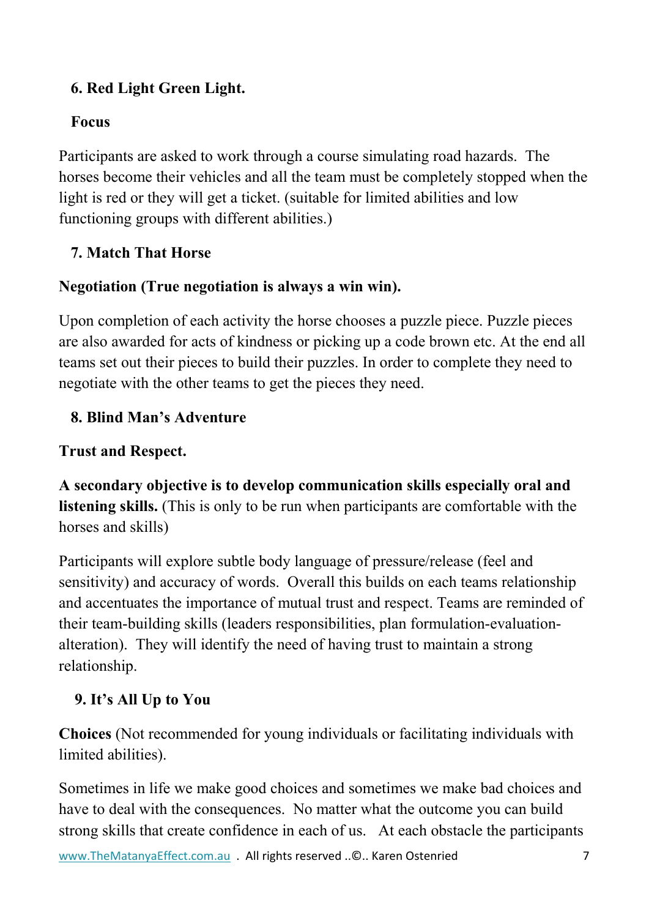**6. Red Light Green Light.**

**Focus**

Participants are asked to work through a course simulating road hazards. The horses become their vehicles and all the team must be completely stopped when the light is red or they will get a ticket. (suitable for limited abilities and low functioning groups with different abilities.)

**7. Match That Horse**

**Negotiation (True negotiation is always a win win).**

Upon completion of each activity the horse chooses a puzzle piece. Puzzle pieces are also awarded for acts of kindness or picking up a code brown etc. At the end all teams set out their pieces to build their puzzles. In order to complete they need to negotiate with the other teams to get the pieces they need.

**8. Blind Man's Adventure**

**Trust and Respect.**

**A secondary objective is to develop communication skills especially oral and listening skills.** (This is only to be run when participants are comfortable with the horses and skills)

Participants will explore subtle body language of pressure/release (feel and sensitivity) and accuracy of words. Overall this builds on each teams relationship and accentuates the importance of mutual trust and respect. Teams are reminded of their team-building skills (leaders responsibilities, plan formulation-evaluation-alteration). They will identify the need of having trust to maintain a strong relationship.

**9. It's All Up to You**

**Choices** (Not recommended for young individuals or facilitating individuals with limited abilities).

Sometimes in life we make good choices and sometimes we make bad choices and have to deal with the consequences. No matter what the outcome you can build strong skills that create confidence in each of us. At each obstacle the participants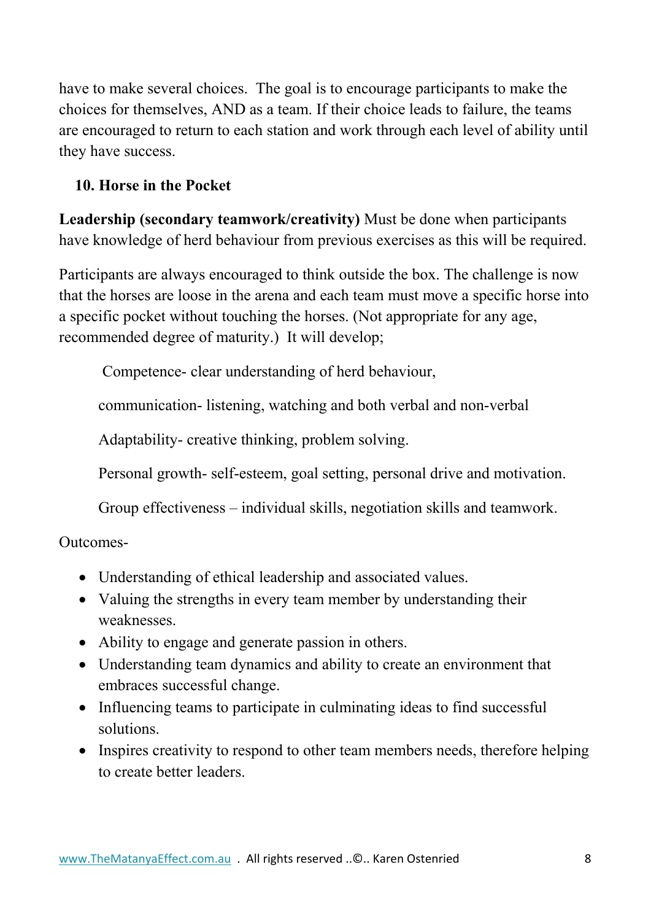have to make several choices. The goal is to encourage participants to make the choices for themselves, AND as a team. If their choice leads to failure, the teams are encouraged to return to each station and work through each level of ability until they have success.

### 10. Horse in the Pocket

**Leadership (secondary teamwork/creativity)** Must be done when participants have knowledge of herd behaviour from previous exercises as this will be required.

Participants are always encouraged to think outside the box. The challenge is now that the horses are loose in the arena and each team must move a specific horse into a specific pocket without touching the horses. (Not appropriate for any age, recommended degree of maturity.) It will develop;

Competence- clear understanding of herd behaviour,

communication- listening, watching and both verbal and non-verbal

Adaptability- creative thinking, problem solving.

Personal growth- self-esteem, goal setting, personal drive and motivation.

Group effectiveness – individual skills, negotiation skills and teamwork.

Outcomes-

- Understanding of ethical leadership and associated values.
- Valuing the strengths in every team member by understanding their weaknesses.
- Ability to engage and generate passion in others.
- Understanding team dynamics and ability to create an environment that embraces successful change.
- Influencing teams to participate in culminating ideas to find successful solutions.
- Inspires creativity to respond to other team members needs, therefore helping to create better leaders.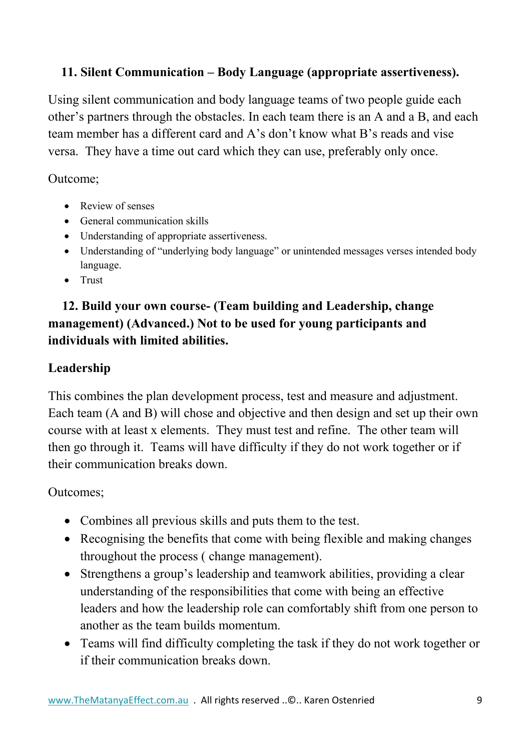### 11. Silent Communication – Body Language (appropriate assertiveness).

Using silent communication and body language teams of two people guide each other's partners through the obstacles. In each team there is an A and a B, and each team member has a different card and A's don't know what B's reads and vise versa. They have a time out card which they can use, preferably only once.

Outcome;

- Review of senses
- General communication skills
- Understanding of appropriate assertiveness.
- Understanding of "underlying body language" or unintended messages verses intended body language.
- Trust

### 12. Build your own course- (Team building and Leadership, change management) (Advanced.) Not to be used for young participants and individuals with limited abilities.

**Leadership**

This combines the plan development process, test and measure and adjustment. Each team (A and B) will chose and objective and then design and set up their own course with at least x elements. They must test and refine. The other team will then go through it. Teams will have difficulty if they do not work together or if their communication breaks down.

Outcomes;

- Combines all previous skills and puts them to the test.
- Recognising the benefits that come with being flexible and making changes throughout the process ( change management).
- Strengthens a group's leadership and teamwork abilities, providing a clear understanding of the responsibilities that come with being an effective leaders and how the leadership role can comfortably shift from one person to another as the team builds momentum.
- Teams will find difficulty completing the task if they do not work together or if their communication breaks down.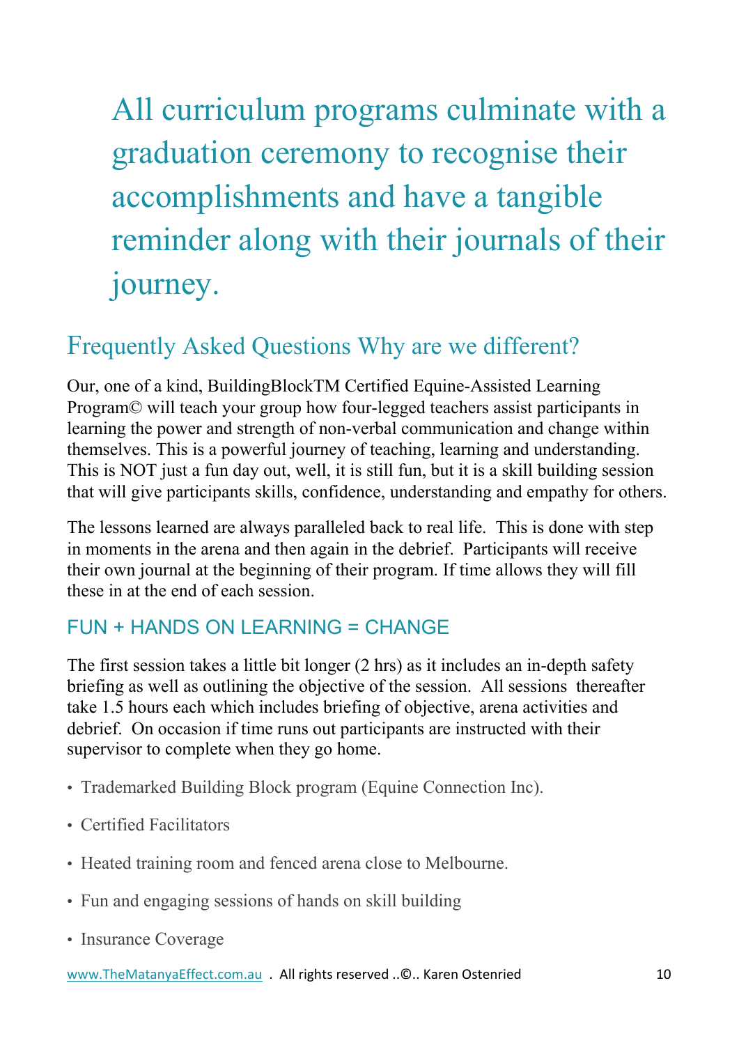All curriculum programs culminate with a graduation ceremony to recognise their accomplishments and have a tangible reminder along with their journals of their journey.

## Frequently Asked Questions Why are we different?

Our, one of a kind, BuildingBlockTM Certified Equine-Assisted Learning Program© will teach your group how four-legged teachers assist participants in learning the power and strength of non-verbal communication and change within themselves. This is a powerful journey of teaching, learning and understanding. This is NOT just a fun day out, well, it is still fun, but it is a skill building session that will give participants skills, confidence, understanding and empathy for others.

The lessons learned are always paralleled back to real life. This is done with step in moments in the arena and then again in the debrief. Participants will receive their own journal at the beginning of their program. If time allows they will fill these in at the end of each session.

### FUN + HANDS ON LEARNING = CHANGE

The first session takes a little bit longer (2 hrs) as it includes an in-depth safety briefing as well as outlining the objective of the session. All sessions thereafter take 1.5 hours each which includes briefing of objective, arena activities and debrief. On occasion if time runs out participants are instructed with their supervisor to complete when they go home.

- Trademarked Building Block program (Equine Connection Inc).
- Certified Facilitators
- Heated training room and fenced arena close to Melbourne.
- Fun and engaging sessions of hands on skill building
- Insurance Coverage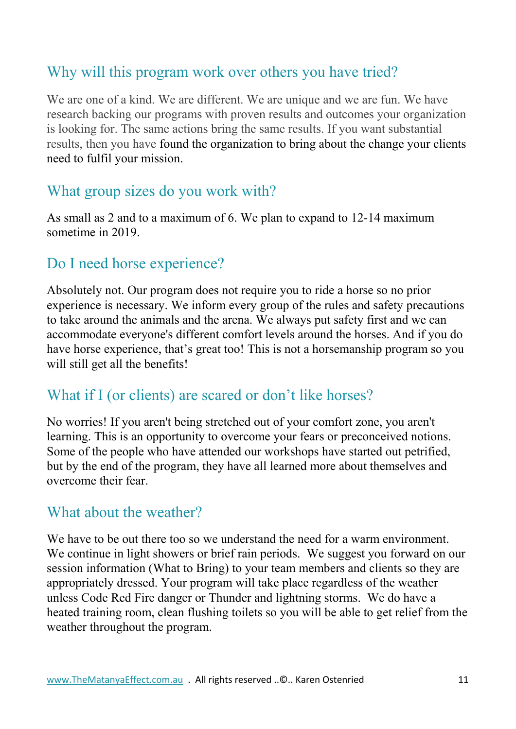## Why will this program work over others you have tried?

We are one of a kind. We are different. We are unique and we are fun. We have research backing our programs with proven results and outcomes your organization is looking for. The same actions bring the same results. If you want substantial results, then you have found the organization to bring about the change your clients need to fulfil your mission.

## What group sizes do you work with?

As small as 2 and to a maximum of 6. We plan to expand to 12-14 maximum sometime in 2019.

## Do I need horse experience?

Absolutely not. Our program does not require you to ride a horse so no prior experience is necessary. We inform every group of the rules and safety precautions to take around the animals and the arena. We always put safety first and we can accommodate everyone's different comfort levels around the horses. And if you do have horse experience, that's great too! This is not a horsemanship program so you will still get all the benefits!

## What if I (or clients) are scared or don't like horses?

No worries! If you aren't being stretched out of your comfort zone, you aren't learning. This is an opportunity to overcome your fears or preconceived notions. Some of the people who have attended our workshops have started out petrified, but by the end of the program, they have all learned more about themselves and overcome their fear.

## What about the weather?

We have to be out there too so we understand the need for a warm environment. We continue in light showers or brief rain periods. We suggest you forward on our session information (What to Bring) to your team members and clients so they are appropriately dressed. Your program will take place regardless of the weather unless Code Red Fire danger or Thunder and lightning storms. We do have a heated training room, clean flushing toilets so you will be able to get relief from the weather throughout the program.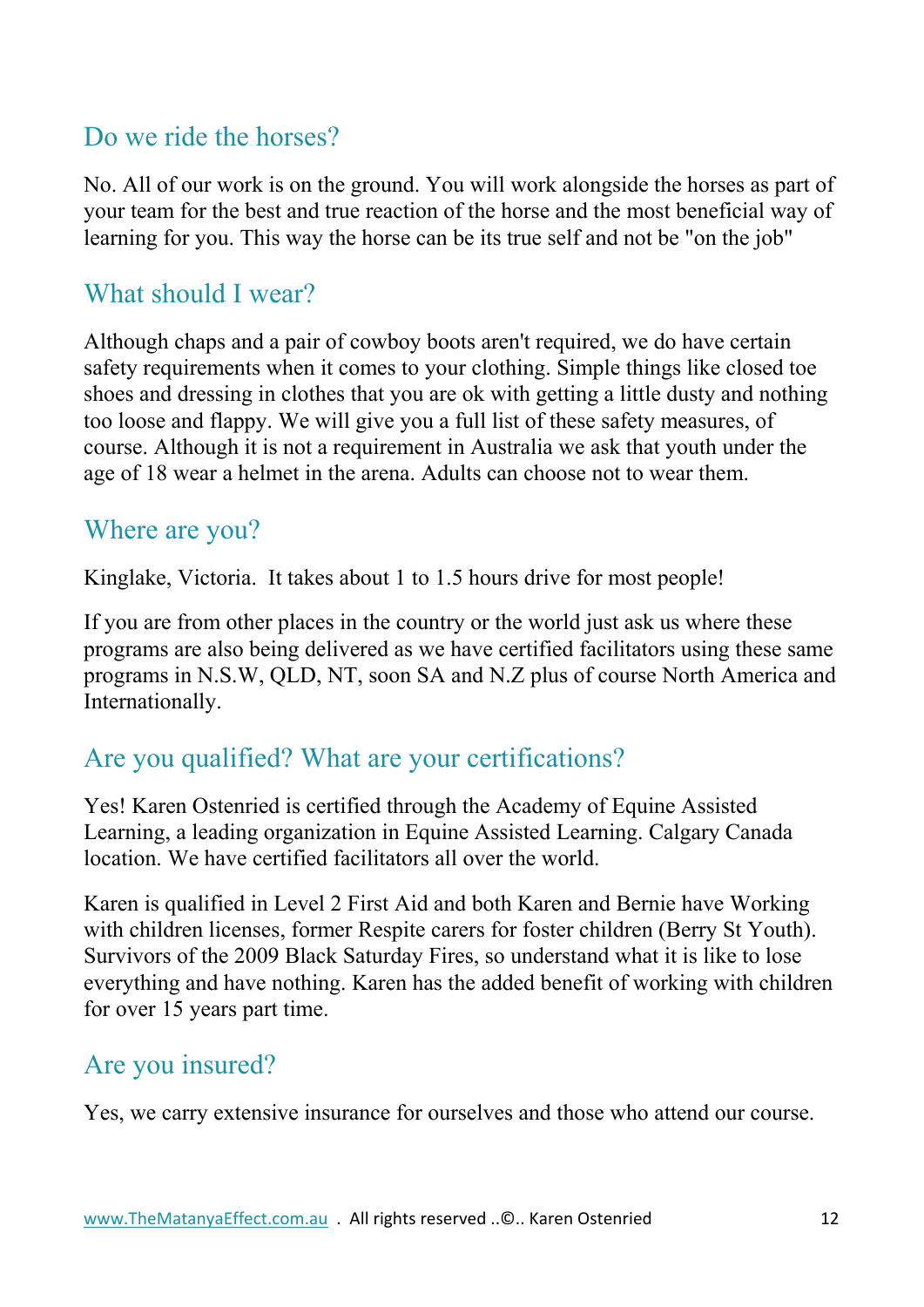## Do we ride the horses?

No. All of our work is on the ground. You will work alongside the horses as part of your team for the best and true reaction of the horse and the most beneficial way of learning for you. This way the horse can be its true self and not be "on the job"

## What should I wear?

Although chaps and a pair of cowboy boots aren't required, we do have certain safety requirements when it comes to your clothing. Simple things like closed toe shoes and dressing in clothes that you are ok with getting a little dusty and nothing too loose and flappy. We will give you a full list of these safety measures, of course. Although it is not a requirement in Australia we ask that youth under the age of 18 wear a helmet in the arena. Adults can choose not to wear them.

## Where are you?

Kinglake, Victoria. It takes about 1 to 1.5 hours drive for most people!

If you are from other places in the country or the world just ask us where these programs are also being delivered as we have certified facilitators using these same programs in N.S.W, QLD, NT, soon SA and N.Z plus of course North America and Internationally.

## Are you qualified? What are your certifications?

Yes! Karen Ostenried is certified through the Academy of Equine Assisted Learning, a leading organization in Equine Assisted Learning. Calgary Canada location. We have certified facilitators all over the world.

Karen is qualified in Level 2 First Aid and both Karen and Bernie have Working with children licenses, former Respite carers for foster children (Berry St Youth). Survivors of the 2009 Black Saturday Fires, so understand what it is like to lose everything and have nothing. Karen has the added benefit of working with children for over 15 years part time.

## Are you insured?

Yes, we carry extensive insurance for ourselves and those who attend our course.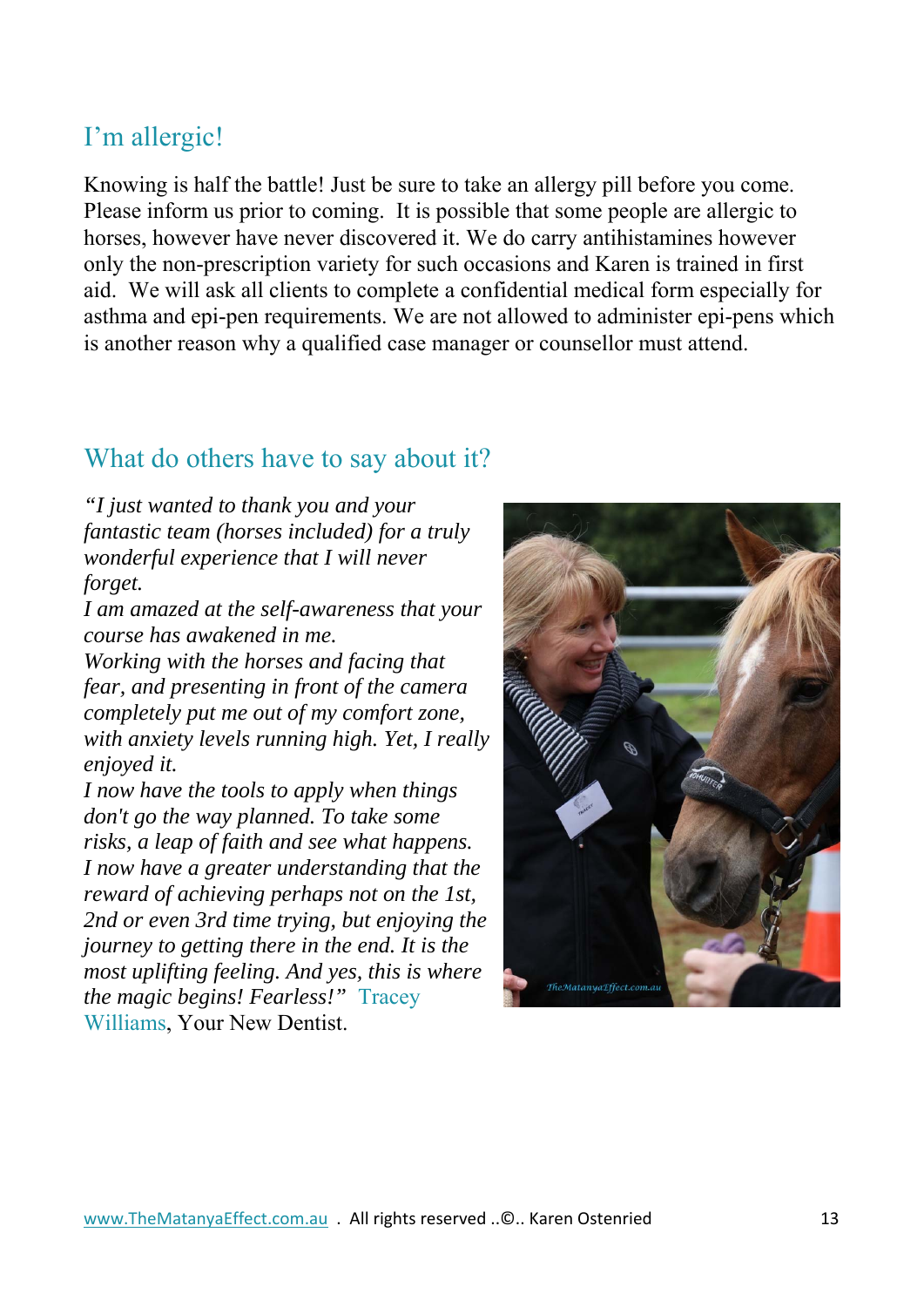## I'm allergic!

Knowing is half the battle! Just be sure to take an allergy pill before you come. Please inform us prior to coming. It is possible that some people are allergic to horses, however have never discovered it. We do carry antihistamines however only the non-prescription variety for such occasions and Karen is trained in first aid. We will ask all clients to complete a confidential medical form especially for asthma and epi-pen requirements. We are not allowed to administer epi-pens which is another reason why a qualified case manager or counsellor must attend.

## What do others have to say about it?

*"I just wanted to thank you and your fantastic team (horses included) for a truly wonderful experience that I will never forget.*
*I am amazed at the self-awareness that your course has awakened in me.*
*Working with the horses and facing that fear, and presenting in front of the camera completely put me out of my comfort zone, with anxiety levels running high. Yet, I really enjoyed it.*
*I now have the tools to apply when things don't go the way planned. To take some risks, a leap of faith and see what happens.*
*I now have a greater understanding that the reward of achieving perhaps not on the 1st, 2nd or even 3rd time trying, but enjoying the journey to getting there in the end. It is the most uplifting feeling. And yes, this is where the magic begins! Fearless!"* Tracey Williams, Your New Dentist.

TheMatanyaEffect.com.au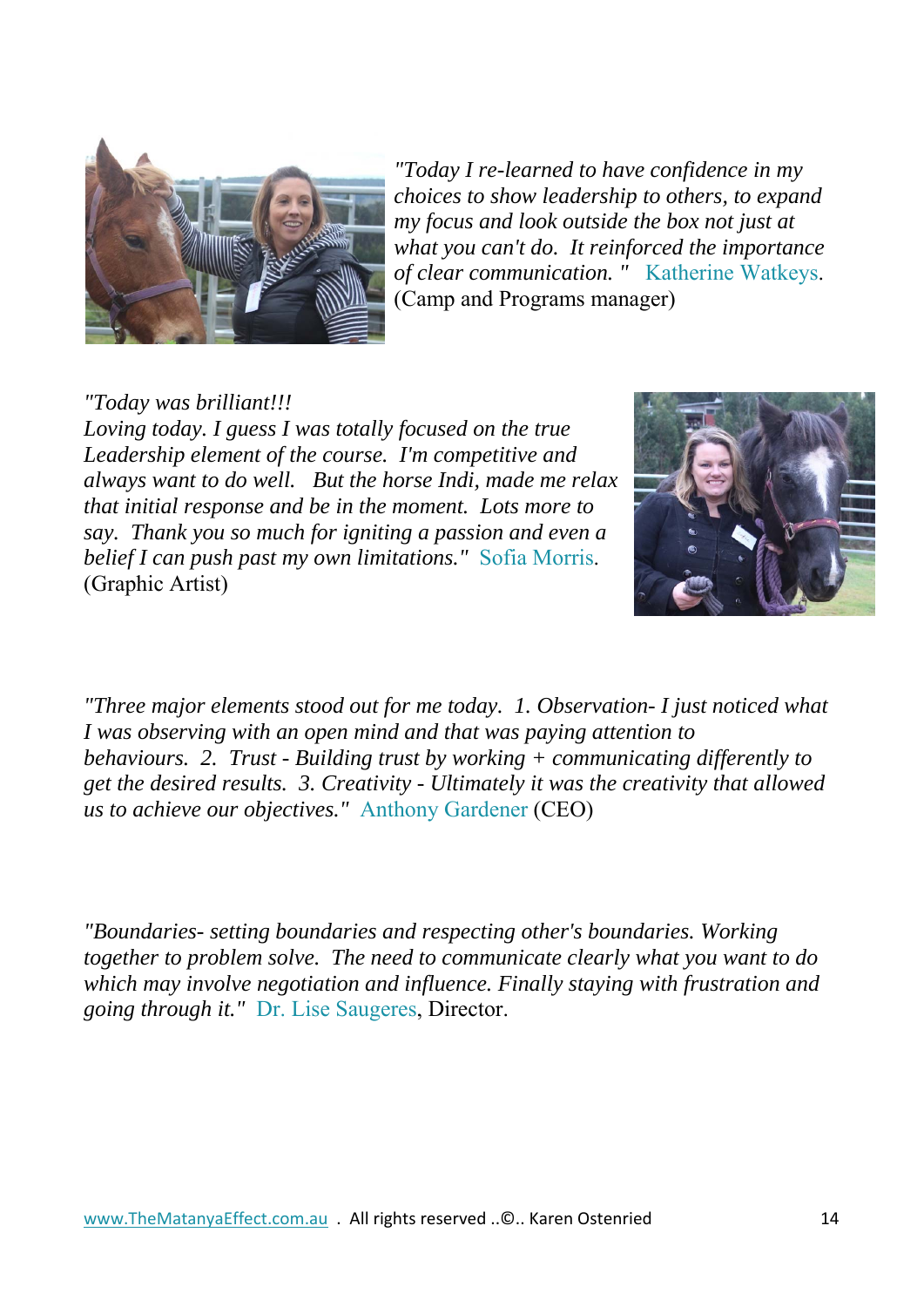*"Today I re-learned to have confidence in my choices to show leadership to others, to expand my focus and look outside the box not just at what you can't do. It reinforced the importance of clear communication. "* Katherine Watkeys. (Camp and Programs manager)

*"Today was brilliant!!!*
*Loving today. I guess I was totally focused on the true Leadership element of the course. I'm competitive and always want to do well. But the horse Indi, made me relax that initial response and be in the moment. Lots more to say. Thank you so much for igniting a passion and even a belief I can push past my own limitations."* Sofia Morris. (Graphic Artist)

*"Three major elements stood out for me today. 1. Observation- I just noticed what I was observing with an open mind and that was paying attention to behaviours. 2. Trust - Building trust by working + communicating differently to get the desired results. 3. Creativity - Ultimately it was the creativity that allowed us to achieve our objectives."* Anthony Gardener (CEO)

*"Boundaries- setting boundaries and respecting other's boundaries. Working together to problem solve. The need to communicate clearly what you want to do which may involve negotiation and influence. Finally staying with frustration and going through it."* Dr. Lise Saugeres, Director.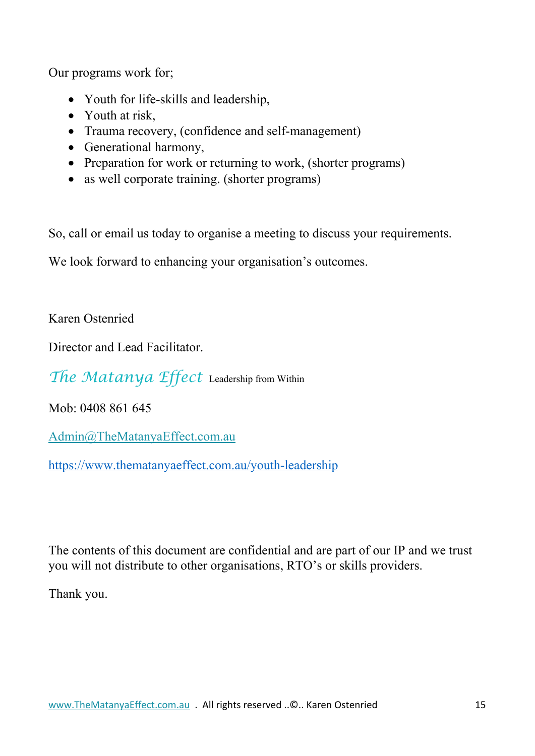Our programs work for;

- Youth for life-skills and leadership,
- Youth at risk,
- Trauma recovery, (confidence and self-management)
- Generational harmony,
- Preparation for work or returning to work, (shorter programs)
- as well corporate training. (shorter programs)

So, call or email us today to organise a meeting to discuss your requirements.

We look forward to enhancing your organisation's outcomes.

Karen Ostenried

Director and Lead Facilitator.

*The Matanya Effect* Leadership from Within

Mob: 0408 861 645

Admin@TheMatanyaEffect.com.au

https://www.thematanyaeffect.com.au/youth-leadership

The contents of this document are confidential and are part of our IP and we trust you will not distribute to other organisations, RTO's or skills providers.

Thank you.